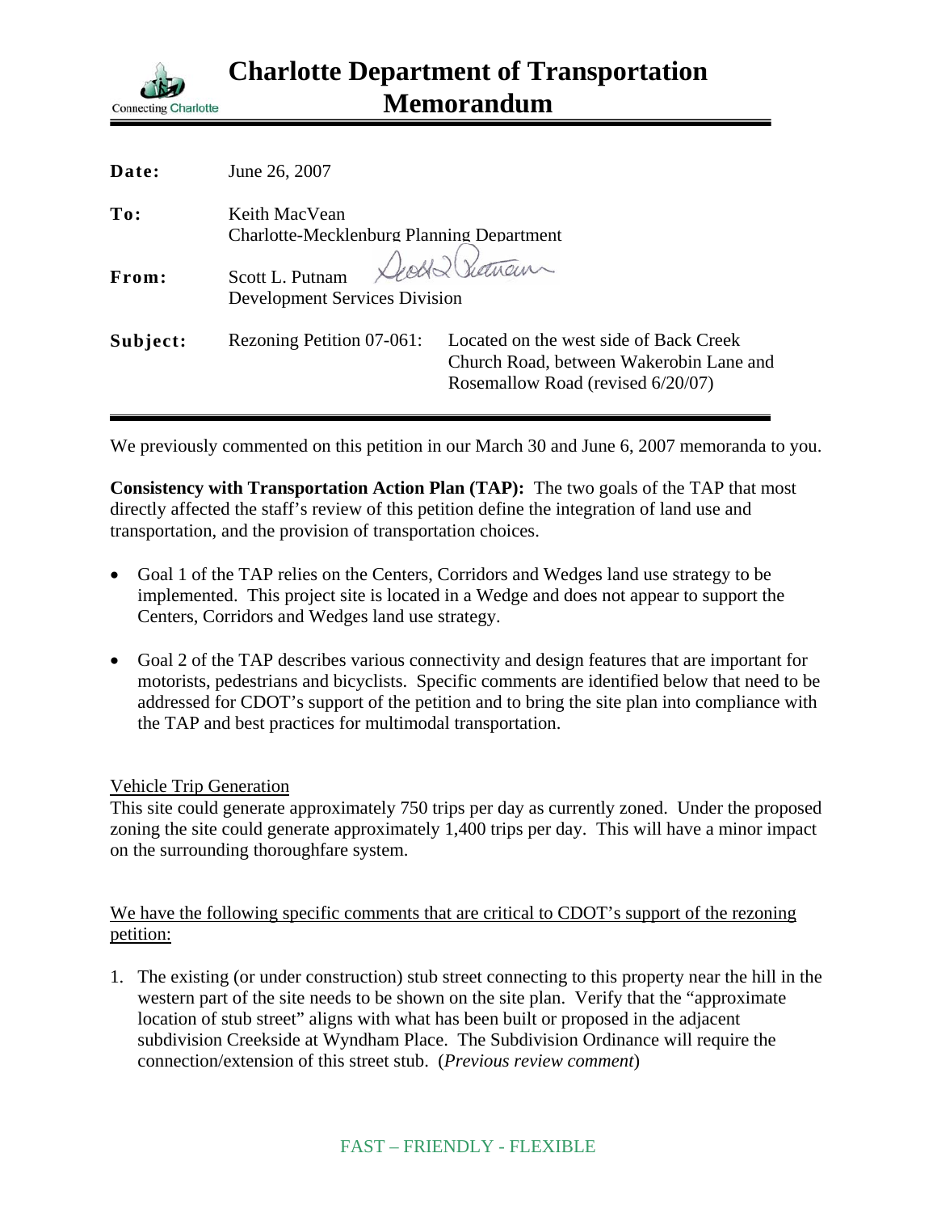# Charlotte Department of Transportation Memorandum

| | |
|---|---|
| **Date:** | June 26, 2007 |
| **To:** | Keith MacVean<br>Charlotte-Mecklenburg Planning Department |
| **From:** | Scott L. Putnam<br>Development Services Division |
| **Subject:** | Rezoning Petition 07-061: Located on the west side of Back Creek Church Road, between Wakerobin Lane and Rosemallow Road (revised 6/20/07) |

We previously commented on this petition in our March 30 and June 6, 2007 memoranda to you.

**Consistency with Transportation Action Plan (TAP):** The two goals of the TAP that most directly affected the staff's review of this petition define the integration of land use and transportation, and the provision of transportation choices.

- Goal 1 of the TAP relies on the Centers, Corridors and Wedges land use strategy to be implemented. This project site is located in a Wedge and does not appear to support the Centers, Corridors and Wedges land use strategy.
- Goal 2 of the TAP describes various connectivity and design features that are important for motorists, pedestrians and bicyclists. Specific comments are identified below that need to be addressed for CDOT's support of the petition and to bring the site plan into compliance with the TAP and best practices for multimodal transportation.

Vehicle Trip Generation

This site could generate approximately 750 trips per day as currently zoned. Under the proposed zoning the site could generate approximately 1,400 trips per day. This will have a minor impact on the surrounding thoroughfare system.

We have the following specific comments that are critical to CDOT's support of the rezoning petition:

1. The existing (or under construction) stub street connecting to this property near the hill in the western part of the site needs to be shown on the site plan. Verify that the "approximate location of stub street" aligns with what has been built or proposed in the adjacent subdivision Creekside at Wyndham Place. The Subdivision Ordinance will require the connection/extension of this street stub. (*Previous review comment*)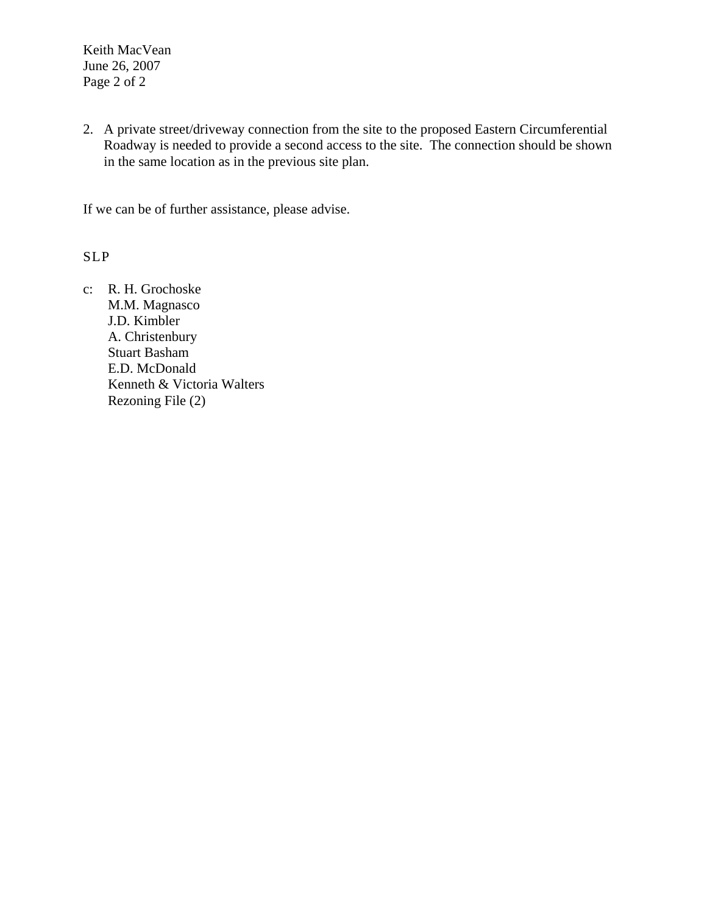2. A private street/driveway connection from the site to the proposed Eastern Circumferential Roadway is needed to provide a second access to the site. The connection should be shown in the same location as in the previous site plan.

If we can be of further assistance, please advise.

SLP

c: R. H. Grochoske
M.M. Magnasco
J.D. Kimbler
A. Christenbury
Stuart Basham
E.D. McDonald
Kenneth & Victoria Walters
Rezoning File (2)